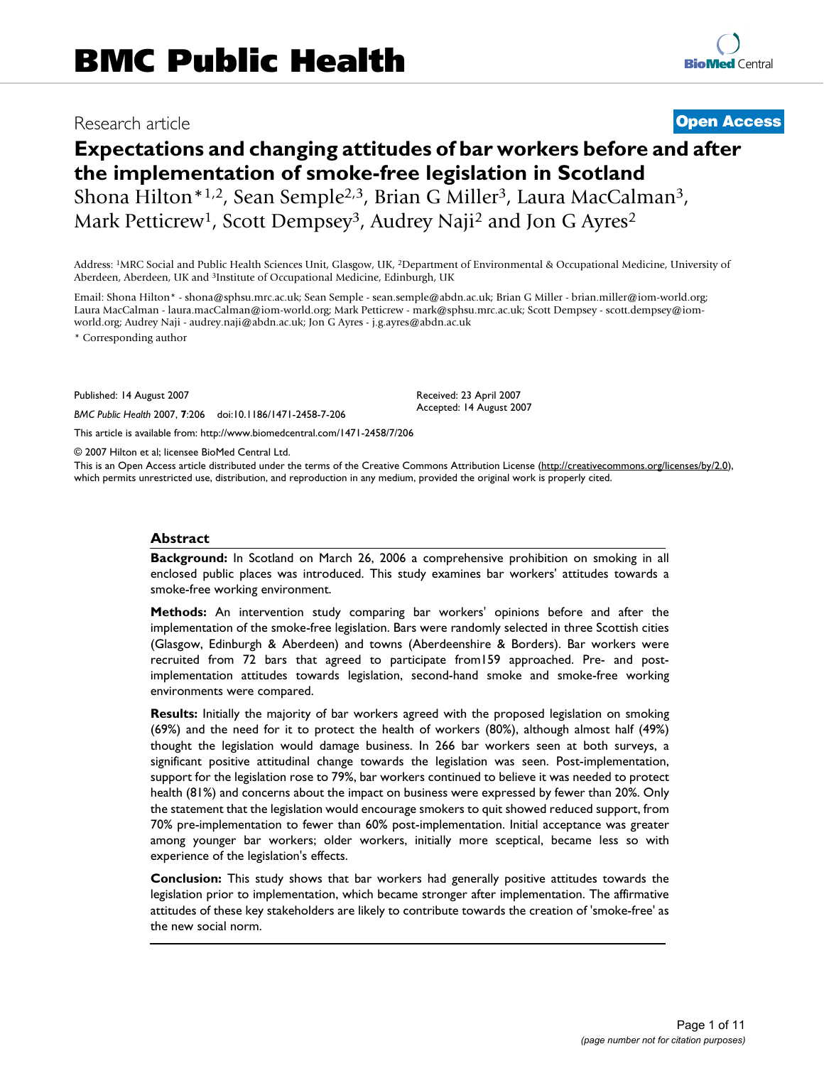# BMC Public Health

Research article

**Open Access**

# Expectations and changing attitudes of bar workers before and after the implementation of smoke-free legislation in Scotland

Shona Hilton*[1,2], Sean Semple[2,3], Brian G Miller[3], Laura MacCalman[3], Mark Petticrew[1], Scott Dempsey[3], Audrey Naji[2] and Jon G Ayres[2]

Address: [1]MRC Social and Public Health Sciences Unit, Glasgow, UK, [2]Department of Environmental & Occupational Medicine, University of Aberdeen, Aberdeen, UK and [3]Institute of Occupational Medicine, Edinburgh, UK

Email: Shona Hilton* - shona@sphsu.mrc.ac.uk; Sean Semple - sean.semple@abdn.ac.uk; Brian G Miller - brian.miller@iom-world.org; Laura MacCalman - laura.macCalman@iom-world.org; Mark Petticrew - mark@sphsu.mrc.ac.uk; Scott Dempsey - scott.dempsey@iom-world.org; Audrey Naji - audrey.naji@abdn.ac.uk; Jon G Ayres - j.g.ayres@abdn.ac.uk

* Corresponding author

Published: 14 August 2007

*BMC Public Health* 2007, **7**:206 doi:10.1186/1471-2458-7-206

Received: 23 April 2007
Accepted: 14 August 2007

This article is available from: http://www.biomedcentral.com/1471-2458/7/206

© 2007 Hilton et al; licensee BioMed Central Ltd.

This is an Open Access article distributed under the terms of the Creative Commons Attribution License (http://creativecommons.org/licenses/by/2.0), which permits unrestricted use, distribution, and reproduction in any medium, provided the original work is properly cited.

## Abstract

**Background:** In Scotland on March 26, 2006 a comprehensive prohibition on smoking in all enclosed public places was introduced. This study examines bar workers' attitudes towards a smoke-free working environment.

**Methods:** An intervention study comparing bar workers' opinions before and after the implementation of the smoke-free legislation. Bars were randomly selected in three Scottish cities (Glasgow, Edinburgh & Aberdeen) and towns (Aberdeenshire & Borders). Bar workers were recruited from 72 bars that agreed to participate from159 approached. Pre- and post-implementation attitudes towards legislation, second-hand smoke and smoke-free working environments were compared.

**Results:** Initially the majority of bar workers agreed with the proposed legislation on smoking (69%) and the need for it to protect the health of workers (80%), although almost half (49%) thought the legislation would damage business. In 266 bar workers seen at both surveys, a significant positive attitudinal change towards the legislation was seen. Post-implementation, support for the legislation rose to 79%, bar workers continued to believe it was needed to protect health (81%) and concerns about the impact on business were expressed by fewer than 20%. Only the statement that the legislation would encourage smokers to quit showed reduced support, from 70% pre-implementation to fewer than 60% post-implementation. Initial acceptance was greater among younger bar workers; older workers, initially more sceptical, became less so with experience of the legislation's effects.

**Conclusion:** This study shows that bar workers had generally positive attitudes towards the legislation prior to implementation, which became stronger after implementation. The affirmative attitudes of these key stakeholders are likely to contribute towards the creation of 'smoke-free' as the new social norm.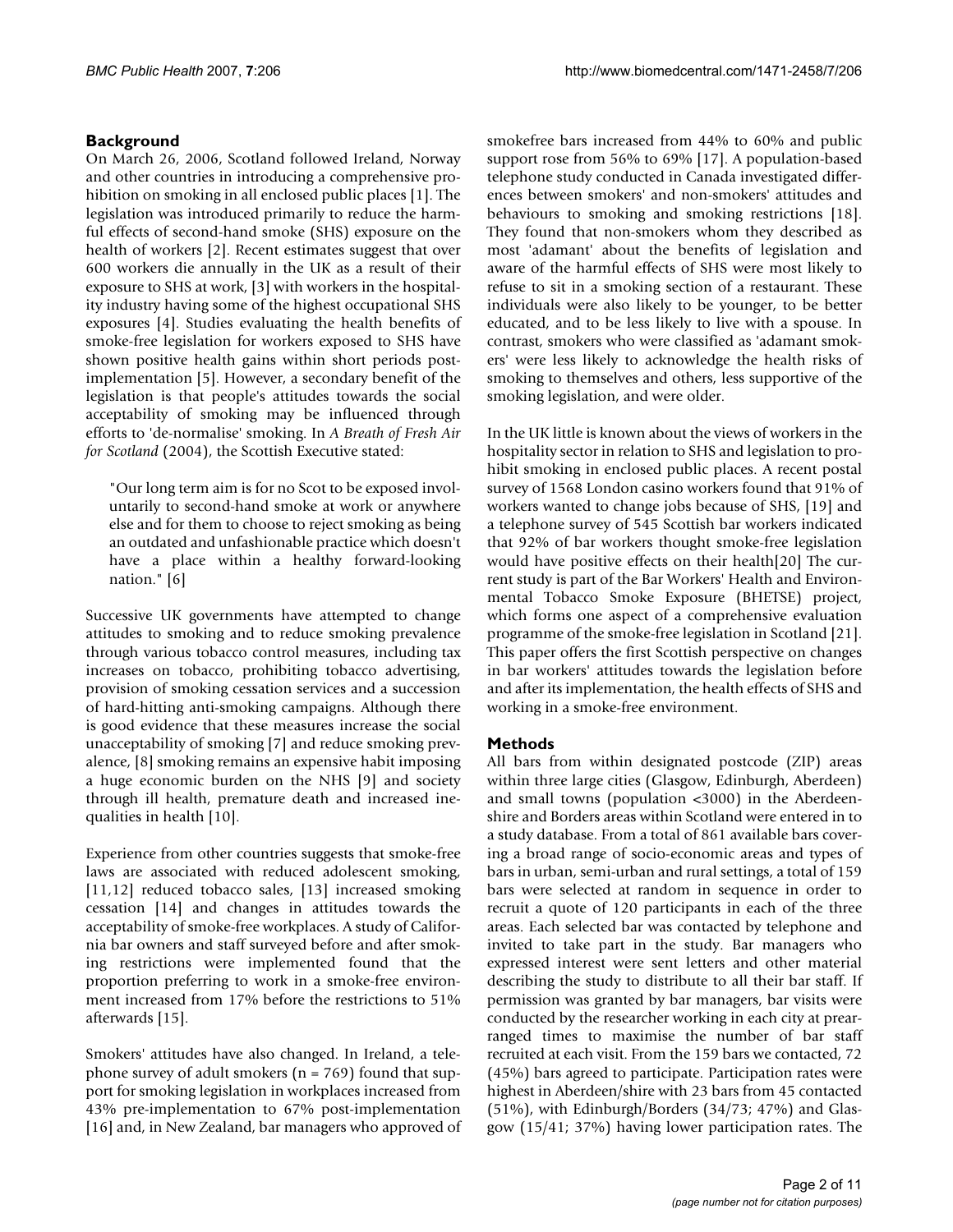## Background

On March 26, 2006, Scotland followed Ireland, Norway and other countries in introducing a comprehensive prohibition on smoking in all enclosed public places [1]. The legislation was introduced primarily to reduce the harmful effects of second-hand smoke (SHS) exposure on the health of workers [2]. Recent estimates suggest that over 600 workers die annually in the UK as a result of their exposure to SHS at work, [3] with workers in the hospitality industry having some of the highest occupational SHS exposures [4]. Studies evaluating the health benefits of smoke-free legislation for workers exposed to SHS have shown positive health gains within short periods post-implementation [5]. However, a secondary benefit of the legislation is that people's attitudes towards the social acceptability of smoking may be influenced through efforts to 'de-normalise' smoking. In *A Breath of Fresh Air for Scotland* (2004), the Scottish Executive stated:

> "Our long term aim is for no Scot to be exposed involuntarily to second-hand smoke at work or anywhere else and for them to choose to reject smoking as being an outdated and unfashionable practice which doesn't have a place within a healthy forward-looking nation." [6]

Successive UK governments have attempted to change attitudes to smoking and to reduce smoking prevalence through various tobacco control measures, including tax increases on tobacco, prohibiting tobacco advertising, provision of smoking cessation services and a succession of hard-hitting anti-smoking campaigns. Although there is good evidence that these measures increase the social unacceptability of smoking [7] and reduce smoking prevalence, [8] smoking remains an expensive habit imposing a huge economic burden on the NHS [9] and society through ill health, premature death and increased inequalities in health [10].

Experience from other countries suggests that smoke-free laws are associated with reduced adolescent smoking, [11,12] reduced tobacco sales, [13] increased smoking cessation [14] and changes in attitudes towards the acceptability of smoke-free workplaces. A study of California bar owners and staff surveyed before and after smoking restrictions were implemented found that the proportion preferring to work in a smoke-free environment increased from 17% before the restrictions to 51% afterwards [15].

Smokers' attitudes have also changed. In Ireland, a telephone survey of adult smokers (n = 769) found that support for smoking legislation in workplaces increased from 43% pre-implementation to 67% post-implementation [16] and, in New Zealand, bar managers who approved of smokefree bars increased from 44% to 60% and public support rose from 56% to 69% [17]. A population-based telephone study conducted in Canada investigated differences between smokers' and non-smokers' attitudes and behaviours to smoking and smoking restrictions [18]. They found that non-smokers whom they described as most 'adamant' about the benefits of legislation and aware of the harmful effects of SHS were most likely to refuse to sit in a smoking section of a restaurant. These individuals were also likely to be younger, to be better educated, and to be less likely to live with a spouse. In contrast, smokers who were classified as 'adamant smokers' were less likely to acknowledge the health risks of smoking to themselves and others, less supportive of the smoking legislation, and were older.

In the UK little is known about the views of workers in the hospitality sector in relation to SHS and legislation to prohibit smoking in enclosed public places. A recent postal survey of 1568 London casino workers found that 91% of workers wanted to change jobs because of SHS, [19] and a telephone survey of 545 Scottish bar workers indicated that 92% of bar workers thought smoke-free legislation would have positive effects on their health[20] The current study is part of the Bar Workers' Health and Environmental Tobacco Smoke Exposure (BHETSE) project, which forms one aspect of a comprehensive evaluation programme of the smoke-free legislation in Scotland [21]. This paper offers the first Scottish perspective on changes in bar workers' attitudes towards the legislation before and after its implementation, the health effects of SHS and working in a smoke-free environment.

## Methods

All bars from within designated postcode (ZIP) areas within three large cities (Glasgow, Edinburgh, Aberdeen) and small towns (population <3000) in the Aberdeenshire and Borders areas within Scotland were entered in to a study database. From a total of 861 available bars covering a broad range of socio-economic areas and types of bars in urban, semi-urban and rural settings, a total of 159 bars were selected at random in sequence in order to recruit a quote of 120 participants in each of the three areas. Each selected bar was contacted by telephone and invited to take part in the study. Bar managers who expressed interest were sent letters and other material describing the study to distribute to all their bar staff. If permission was granted by bar managers, bar visits were conducted by the researcher working in each city at prearranged times to maximise the number of bar staff recruited at each visit. From the 159 bars we contacted, 72 (45%) bars agreed to participate. Participation rates were highest in Aberdeen/shire with 23 bars from 45 contacted (51%), with Edinburgh/Borders (34/73; 47%) and Glasgow (15/41; 37%) having lower participation rates. The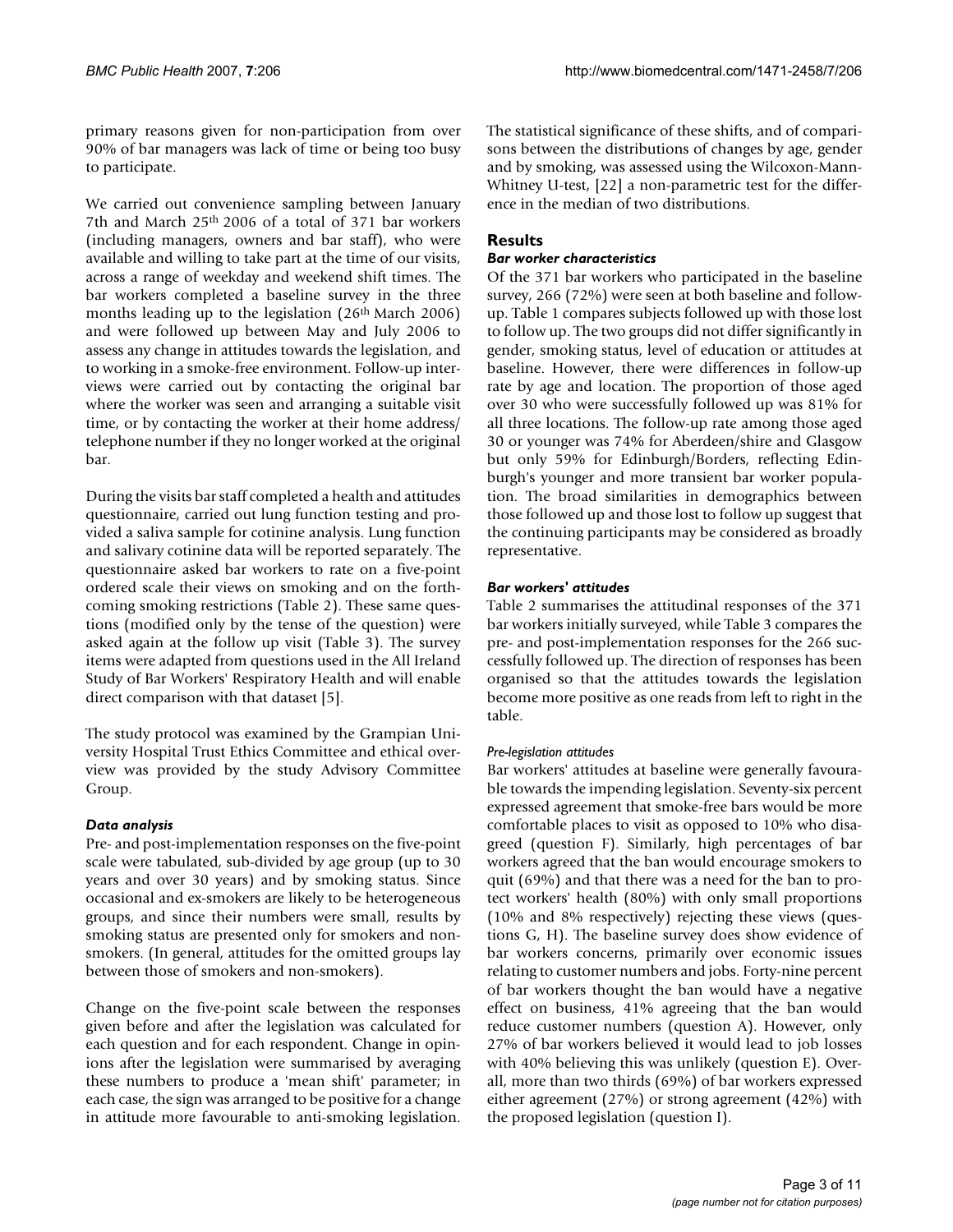primary reasons given for non-participation from over 90% of bar managers was lack of time or being too busy to participate.

We carried out convenience sampling between January 7th and March 25th 2006 of a total of 371 bar workers (including managers, owners and bar staff), who were available and willing to take part at the time of our visits, across a range of weekday and weekend shift times. The bar workers completed a baseline survey in the three months leading up to the legislation (26th March 2006) and were followed up between May and July 2006 to assess any change in attitudes towards the legislation, and to working in a smoke-free environment. Follow-up interviews were carried out by contacting the original bar where the worker was seen and arranging a suitable visit time, or by contacting the worker at their home address/telephone number if they no longer worked at the original bar.

During the visits bar staff completed a health and attitudes questionnaire, carried out lung function testing and provided a saliva sample for cotinine analysis. Lung function and salivary cotinine data will be reported separately. The questionnaire asked bar workers to rate on a five-point ordered scale their views on smoking and on the forthcoming smoking restrictions (Table 2). These same questions (modified only by the tense of the question) were asked again at the follow up visit (Table 3). The survey items were adapted from questions used in the All Ireland Study of Bar Workers' Respiratory Health and will enable direct comparison with that dataset [5].

The study protocol was examined by the Grampian University Hospital Trust Ethics Committee and ethical overview was provided by the study Advisory Committee Group.

### *Data analysis*

Pre- and post-implementation responses on the five-point scale were tabulated, sub-divided by age group (up to 30 years and over 30 years) and by smoking status. Since occasional and ex-smokers are likely to be heterogeneous groups, and since their numbers were small, results by smoking status are presented only for smokers and non-smokers. (In general, attitudes for the omitted groups lay between those of smokers and non-smokers).

Change on the five-point scale between the responses given before and after the legislation was calculated for each question and for each respondent. Change in opinions after the legislation were summarised by averaging these numbers to produce a 'mean shift' parameter; in each case, the sign was arranged to be positive for a change in attitude more favourable to anti-smoking legislation. The statistical significance of these shifts, and of comparisons between the distributions of changes by age, gender and by smoking, was assessed using the Wilcoxon-Mann-Whitney U-test, [22] a non-parametric test for the difference in the median of two distributions.

## Results

### *Bar worker characteristics*

Of the 371 bar workers who participated in the baseline survey, 266 (72%) were seen at both baseline and follow-up. Table 1 compares subjects followed up with those lost to follow up. The two groups did not differ significantly in gender, smoking status, level of education or attitudes at baseline. However, there were differences in follow-up rate by age and location. The proportion of those aged over 30 who were successfully followed up was 81% for all three locations. The follow-up rate among those aged 30 or younger was 74% for Aberdeen/shire and Glasgow but only 59% for Edinburgh/Borders, reflecting Edinburgh's younger and more transient bar worker population. The broad similarities in demographics between those followed up and those lost to follow up suggest that the continuing participants may be considered as broadly representative.

### *Bar workers' attitudes*

Table 2 summarises the attitudinal responses of the 371 bar workers initially surveyed, while Table 3 compares the pre- and post-implementation responses for the 266 successfully followed up. The direction of responses has been organised so that the attitudes towards the legislation become more positive as one reads from left to right in the table.

#### *Pre-legislation attitudes*

Bar workers' attitudes at baseline were generally favourable towards the impending legislation. Seventy-six percent expressed agreement that smoke-free bars would be more comfortable places to visit as opposed to 10% who disagreed (question F). Similarly, high percentages of bar workers agreed that the ban would encourage smokers to quit (69%) and that there was a need for the ban to protect workers' health (80%) with only small proportions (10% and 8% respectively) rejecting these views (questions G, H). The baseline survey does show evidence of bar workers concerns, primarily over economic issues relating to customer numbers and jobs. Forty-nine percent of bar workers thought the ban would have a negative effect on business, 41% agreeing that the ban would reduce customer numbers (question A). However, only 27% of bar workers believed it would lead to job losses with 40% believing this was unlikely (question E). Overall, more than two thirds (69%) of bar workers expressed either agreement (27%) or strong agreement (42%) with the proposed legislation (question I).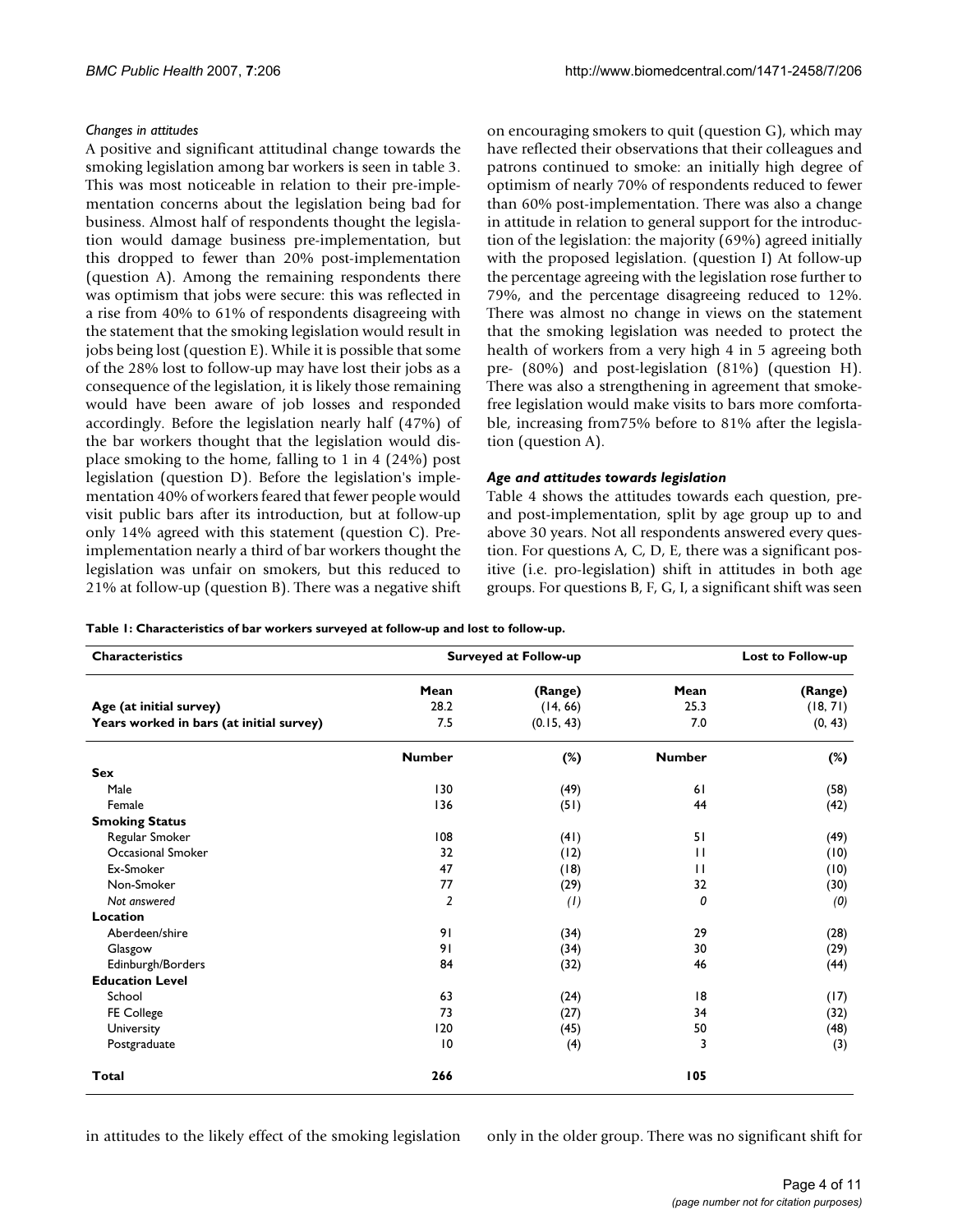*Changes in attitudes*

A positive and significant attitudinal change towards the smoking legislation among bar workers is seen in table 3. This was most noticeable in relation to their pre-implementation concerns about the legislation being bad for business. Almost half of respondents thought the legislation would damage business pre-implementation, but this dropped to fewer than 20% post-implementation (question A). Among the remaining respondents there was optimism that jobs were secure: this was reflected in a rise from 40% to 61% of respondents disagreeing with the statement that the smoking legislation would result in jobs being lost (question E). While it is possible that some of the 28% lost to follow-up may have lost their jobs as a consequence of the legislation, it is likely those remaining would have been aware of job losses and responded accordingly. Before the legislation nearly half (47%) of the bar workers thought that the legislation would displace smoking to the home, falling to 1 in 4 (24%) post legislation (question D). Before the legislation's implementation 40% of workers feared that fewer people would visit public bars after its introduction, but at follow-up only 14% agreed with this statement (question C). Pre-implementation nearly a third of bar workers thought the legislation was unfair on smokers, but this reduced to 21% at follow-up (question B). There was a negative shift on encouraging smokers to quit (question G), which may have reflected their observations that their colleagues and patrons continued to smoke: an initially high degree of optimism of nearly 70% of respondents reduced to fewer than 60% post-implementation. There was also a change in attitude in relation to general support for the introduction of the legislation: the majority (69%) agreed initially with the proposed legislation. (question I) At follow-up the percentage agreeing with the legislation rose further to 79%, and the percentage disagreeing reduced to 12%. There was almost no change in views on the statement that the smoking legislation was needed to protect the health of workers from a very high 4 in 5 agreeing both pre- (80%) and post-legislation (81%) (question H). There was also a strengthening in agreement that smoke-free legislation would make visits to bars more comfortable, increasing from75% before to 81% after the legislation (question A).

### *Age and attitudes towards legislation*

Table 4 shows the attitudes towards each question, pre- and post-implementation, split by age group up to and above 30 years. Not all respondents answered every question. For questions A, C, D, E, there was a significant positive (i.e. pro-legislation) shift in attitudes in both age groups. For questions B, F, G, I, a significant shift was seen in attitudes to the likely effect of the smoking legislation only in the older group. There was no significant shift for

**Table 1: Characteristics of bar workers surveyed at follow-up and lost to follow-up.**

| Characteristics | Surveyed at Follow-up | | Lost to Follow-up | |
|---|---|---|---|---|
| | Mean | (Range) | Mean | (Range) |
| **Age (at initial survey)** | 28.2 | (14, 66) | 25.3 | (18, 71) |
| **Years worked in bars (at initial survey)** | 7.5 | (0.15, 43) | 7.0 | (0, 43) |
| | **Number** | **(%)** | **Number** | **(%)** |
| **Sex** | | | | |
| Male | 130 | (49) | 61 | (58) |
| Female | 136 | (51) | 44 | (42) |
| **Smoking Status** | | | | |
| Regular Smoker | 108 | (41) | 51 | (49) |
| Occasional Smoker | 32 | (12) | 11 | (10) |
| Ex-Smoker | 47 | (18) | 11 | (10) |
| Non-Smoker | 77 | (29) | 32 | (30) |
| *Not answered* | *2* | *(1)* | *0* | *(0)* |
| **Location** | | | | |
| Aberdeen/shire | 91 | (34) | 29 | (28) |
| Glasgow | 91 | (34) | 30 | (29) |
| Edinburgh/Borders | 84 | (32) | 46 | (44) |
| **Education Level** | | | | |
| School | 63 | (24) | 18 | (17) |
| FE College | 73 | (27) | 34 | (32) |
| University | 120 | (45) | 50 | (48) |
| Postgraduate | 10 | (4) | 3 | (3) |
| **Total** | **266** | | **105** | |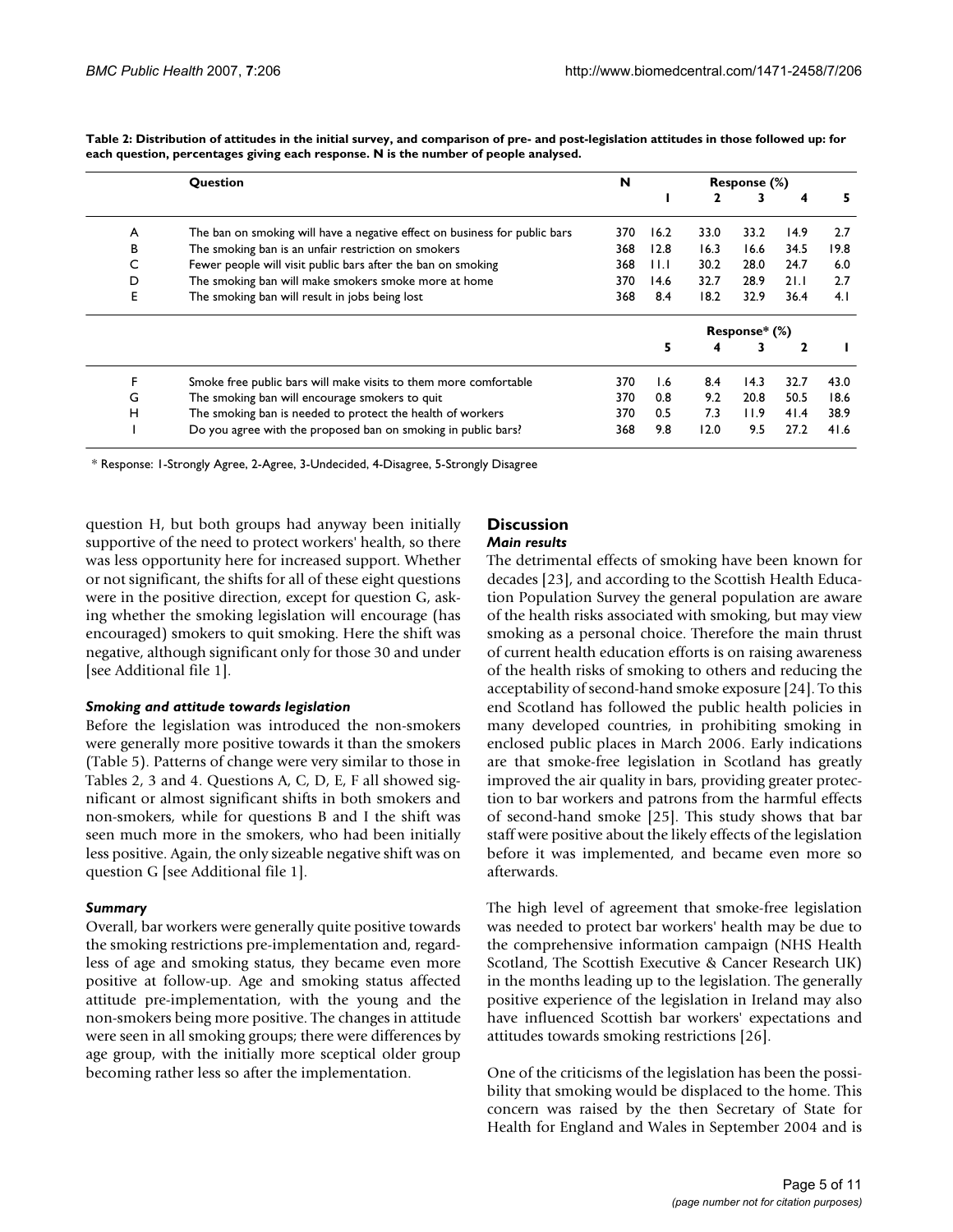**Table 2: Distribution of attitudes in the initial survey, and comparison of pre- and post-legislation attitudes in those followed up: for each question, percentages giving each response. N is the number of people analysed.**

| | Question | N | Response (%) | | | | |
|---|---|---|---|---|---|---|---|
| | | | 1 | 2 | 3 | 4 | 5 |
| A | The ban on smoking will have a negative effect on business for public bars | 370 | 16.2 | 33.0 | 33.2 | 14.9 | 2.7 |
| B | The smoking ban is an unfair restriction on smokers | 368 | 12.8 | 16.3 | 16.6 | 34.5 | 19.8 |
| C | Fewer people will visit public bars after the ban on smoking | 368 | 11.1 | 30.2 | 28.0 | 24.7 | 6.0 |
| D | The smoking ban will make smokers smoke more at home | 370 | 14.6 | 32.7 | 28.9 | 21.1 | 2.7 |
| E | The smoking ban will result in jobs being lost | 368 | 8.4 | 18.2 | 32.9 | 36.4 | 4.1 |
| | | | Response* (%) | | | | |
| | | | 5 | 4 | 3 | 2 | 1 |
| F | Smoke free public bars will make visits to them more comfortable | 370 | 1.6 | 8.4 | 14.3 | 32.7 | 43.0 |
| G | The smoking ban will encourage smokers to quit | 370 | 0.8 | 9.2 | 20.8 | 50.5 | 18.6 |
| H | The smoking ban is needed to protect the health of workers | 370 | 0.5 | 7.3 | 11.9 | 41.4 | 38.9 |
| I | Do you agree with the proposed ban on smoking in public bars? | 368 | 9.8 | 12.0 | 9.5 | 27.2 | 41.6 |

* Response: 1-Strongly Agree, 2-Agree, 3-Undecided, 4-Disagree, 5-Strongly Disagree

question H, but both groups had anyway been initially supportive of the need to protect workers' health, so there was less opportunity here for increased support. Whether or not significant, the shifts for all of these eight questions were in the positive direction, except for question G, asking whether the smoking legislation will encourage (has encouraged) smokers to quit smoking. Here the shift was negative, although significant only for those 30 and under [see Additional file 1].

### *Smoking and attitude towards legislation*

Before the legislation was introduced the non-smokers were generally more positive towards it than the smokers (Table 5). Patterns of change were very similar to those in Tables 2, 3 and 4. Questions A, C, D, E, F all showed significant or almost significant shifts in both smokers and non-smokers, while for questions B and I the shift was seen much more in the smokers, who had been initially less positive. Again, the only sizeable negative shift was on question G [see Additional file 1].

### *Summary*

Overall, bar workers were generally quite positive towards the smoking restrictions pre-implementation and, regardless of age and smoking status, they became even more positive at follow-up. Age and smoking status affected attitude pre-implementation, with the young and the non-smokers being more positive. The changes in attitude were seen in all smoking groups; there were differences by age group, with the initially more sceptical older group becoming rather less so after the implementation.

## Discussion

### *Main results*

The detrimental effects of smoking have been known for decades [23], and according to the Scottish Health Education Population Survey the general population are aware of the health risks associated with smoking, but may view smoking as a personal choice. Therefore the main thrust of current health education efforts is on raising awareness of the health risks of smoking to others and reducing the acceptability of second-hand smoke exposure [24]. To this end Scotland has followed the public health policies in many developed countries, in prohibiting smoking in enclosed public places in March 2006. Early indications are that smoke-free legislation in Scotland has greatly improved the air quality in bars, providing greater protection to bar workers and patrons from the harmful effects of second-hand smoke [25]. This study shows that bar staff were positive about the likely effects of the legislation before it was implemented, and became even more so afterwards.

The high level of agreement that smoke-free legislation was needed to protect bar workers' health may be due to the comprehensive information campaign (NHS Health Scotland, The Scottish Executive & Cancer Research UK) in the months leading up to the legislation. The generally positive experience of the legislation in Ireland may also have influenced Scottish bar workers' expectations and attitudes towards smoking restrictions [26].

One of the criticisms of the legislation has been the possibility that smoking would be displaced to the home. This concern was raised by the then Secretary of State for Health for England and Wales in September 2004 and is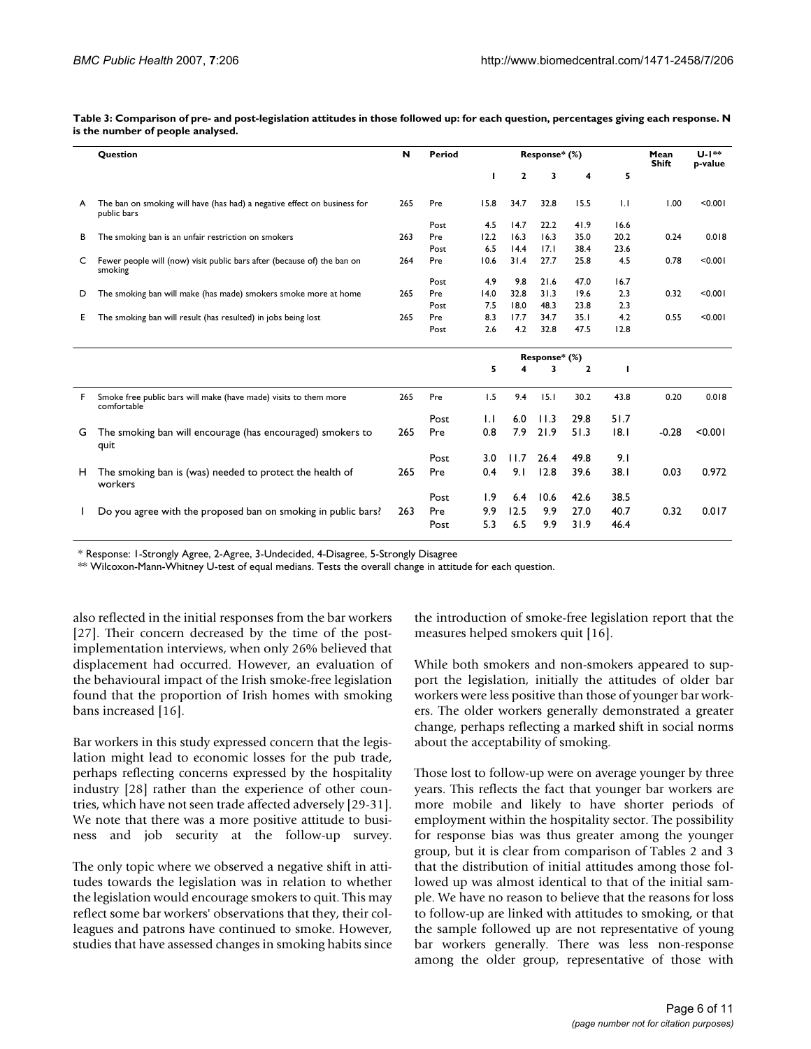**Table 3: Comparison of pre- and post-legislation attitudes in those followed up: for each question, percentages giving each response. N is the number of people analysed.**

| | Question | N | Period | Response* (%) | | | | | Mean Shift | U-I** p-value |
|---|---|---|---|---|---|---|---|---|---|---|
| | | | | 1 | 2 | 3 | 4 | 5 | | |
| A | The ban on smoking will have (has had) a negative effect on business for public bars | 265 | Pre | 15.8 | 34.7 | 32.8 | 15.5 | 1.1 | 1.00 | <0.001 |
| | | | Post | 4.5 | 14.7 | 22.2 | 41.9 | 16.6 | | |
| B | The smoking ban is an unfair restriction on smokers | 263 | Pre | 12.2 | 16.3 | 16.3 | 35.0 | 20.2 | 0.24 | 0.018 |
| | | | Post | 6.5 | 14.4 | 17.1 | 38.4 | 23.6 | | |
| C | Fewer people will (now) visit public bars after (because of) the ban on smoking | 264 | Pre | 10.6 | 31.4 | 27.7 | 25.8 | 4.5 | 0.78 | <0.001 |
| | | | Post | 4.9 | 9.8 | 21.6 | 47.0 | 16.7 | | |
| D | The smoking ban will make (has made) smokers smoke more at home | 265 | Pre | 14.0 | 32.8 | 31.3 | 19.6 | 2.3 | 0.32 | <0.001 |
| | | | Post | 7.5 | 18.0 | 48.3 | 23.8 | 2.3 | | |
| E | The smoking ban will result (has resulted) in jobs being lost | 265 | Pre | 8.3 | 17.7 | 34.7 | 35.1 | 4.2 | 0.55 | <0.001 |
| | | | Post | 2.6 | 4.2 | 32.8 | 47.5 | 12.8 | | |
| | | | | Response* (%) | | | | | | |
| | | | | 5 | 4 | 3 | 2 | 1 | | |
| F | Smoke free public bars will make (have made) visits to them more comfortable | 265 | Pre | 1.5 | 9.4 | 15.1 | 30.2 | 43.8 | 0.20 | 0.018 |
| | | | Post | 1.1 | 6.0 | 11.3 | 29.8 | 51.7 | | |
| G | The smoking ban will encourage (has encouraged) smokers to quit | 265 | Pre | 0.8 | 7.9 | 21.9 | 51.3 | 18.1 | -0.28 | <0.001 |
| | | | Post | 3.0 | 11.7 | 26.4 | 49.8 | 9.1 | | |
| H | The smoking ban is (was) needed to protect the health of workers | 265 | Pre | 0.4 | 9.1 | 12.8 | 39.6 | 38.1 | 0.03 | 0.972 |
| | | | Post | 1.9 | 6.4 | 10.6 | 42.6 | 38.5 | | |
| I | Do you agree with the proposed ban on smoking in public bars? | 263 | Pre | 9.9 | 12.5 | 9.9 | 27.0 | 40.7 | 0.32 | 0.017 |
| | | | Post | 5.3 | 6.5 | 9.9 | 31.9 | 46.4 | | |

\* Response: 1-Strongly Agree, 2-Agree, 3-Undecided, 4-Disagree, 5-Strongly Disagree

\*\* Wilcoxon-Mann-Whitney U-test of equal medians. Tests the overall change in attitude for each question.

also reflected in the initial responses from the bar workers [27]. Their concern decreased by the time of the post-implementation interviews, when only 26% believed that displacement had occurred. However, an evaluation of the behavioural impact of the Irish smoke-free legislation found that the proportion of Irish homes with smoking bans increased [16].

Bar workers in this study expressed concern that the legislation might lead to economic losses for the pub trade, perhaps reflecting concerns expressed by the hospitality industry [28] rather than the experience of other countries, which have not seen trade affected adversely [29-31]. We note that there was a more positive attitude to business and job security at the follow-up survey.

The only topic where we observed a negative shift in attitudes towards the legislation was in relation to whether the legislation would encourage smokers to quit. This may reflect some bar workers' observations that they, their colleagues and patrons have continued to smoke. However, studies that have assessed changes in smoking habits since the introduction of smoke-free legislation report that the measures helped smokers quit [16].

While both smokers and non-smokers appeared to support the legislation, initially the attitudes of older bar workers were less positive than those of younger bar workers. The older workers generally demonstrated a greater change, perhaps reflecting a marked shift in social norms about the acceptability of smoking.

Those lost to follow-up were on average younger by three years. This reflects the fact that younger bar workers are more mobile and likely to have shorter periods of employment within the hospitality sector. The possibility for response bias was thus greater among the younger group, but it is clear from comparison of Tables 2 and 3 that the distribution of initial attitudes among those followed up was almost identical to that of the initial sample. We have no reason to believe that the reasons for loss to follow-up are linked with attitudes to smoking, or that the sample followed up are not representative of young bar workers generally. There was less non-response among the older group, representative of those with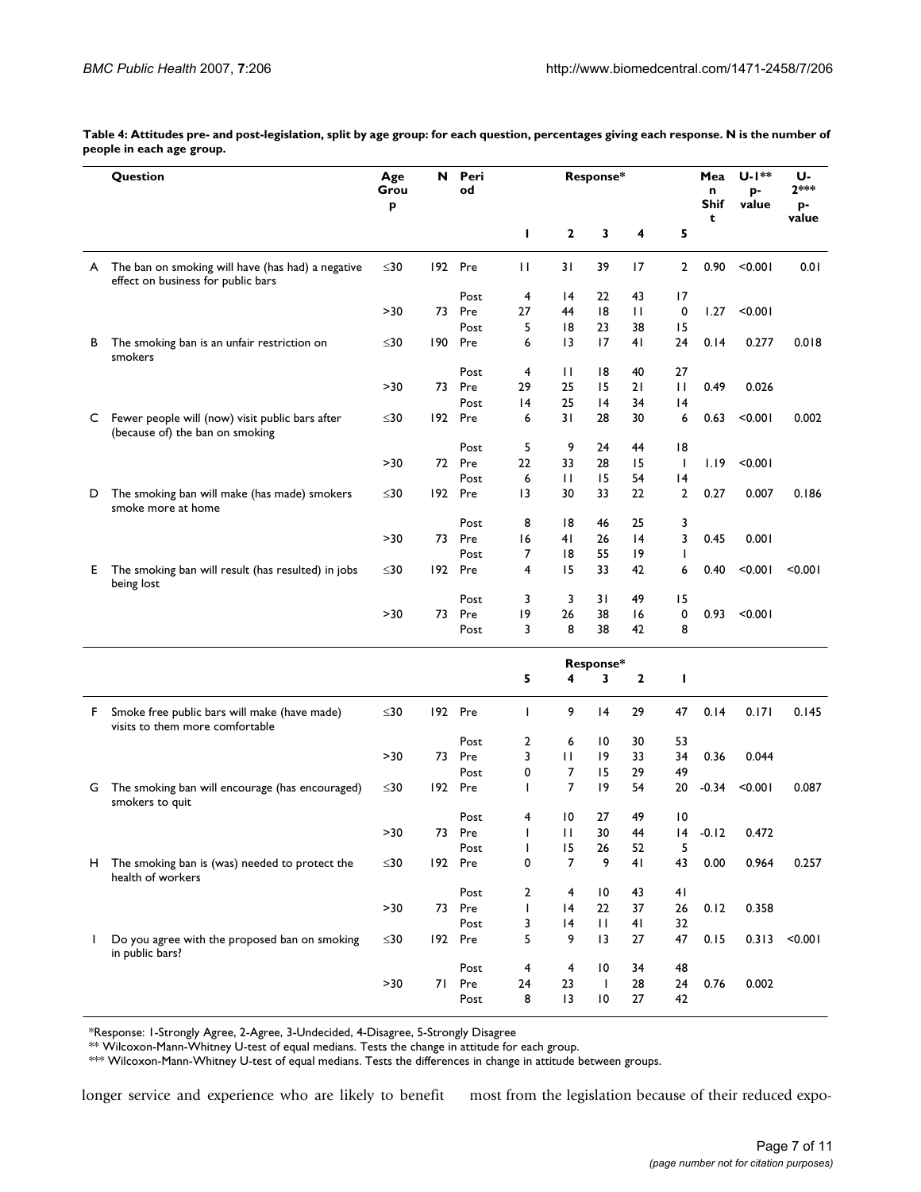**Table 4: Attitudes pre- and post-legislation, split by age group: for each question, percentages giving each response. N is the number of people in each age group.**

| | Question | Age Group | N | Period | Response* | | | | | Mean Shift | U-1** p-value | U-2*** p-value |
|---|---|---|---|---|---|---|---|---|---|---|---|---|
| | | | | | 1 | 2 | 3 | 4 | 5 | | | |
| A | The ban on smoking will have (has had) a negative effect on business for public bars | ≤30 | 192 | Pre | 11 | 31 | 39 | 17 | 2 | 0.90 | <0.001 | 0.01 |
| | | | | Post | 4 | 14 | 22 | 43 | 17 | | | |
| | | >30 | 73 | Pre | 27 | 44 | 18 | 11 | 0 | 1.27 | <0.001 | |
| | | | | Post | 5 | 18 | 23 | 38 | 15 | | | |
| B | The smoking ban is an unfair restriction on smokers | ≤30 | 190 | Pre | 6 | 13 | 17 | 41 | 24 | 0.14 | 0.277 | 0.018 |
| | | | | Post | 4 | 11 | 18 | 40 | 27 | | | |
| | | >30 | 73 | Pre | 29 | 25 | 15 | 21 | 11 | 0.49 | 0.026 | |
| | | | | Post | 14 | 25 | 14 | 34 | 14 | | | |
| C | Fewer people will (now) visit public bars after (because of) the ban on smoking | ≤30 | 192 | Pre | 6 | 31 | 28 | 30 | 6 | 0.63 | <0.001 | 0.002 |
| | | | | Post | 5 | 9 | 24 | 44 | 18 | | | |
| | | >30 | 72 | Pre | 22 | 33 | 28 | 15 | 1 | 1.19 | <0.001 | |
| | | | | Post | 6 | 11 | 15 | 54 | 14 | | | |
| D | The smoking ban will make (has made) smokers smoke more at home | ≤30 | 192 | Pre | 13 | 30 | 33 | 22 | 2 | 0.27 | 0.007 | 0.186 |
| | | | | Post | 8 | 18 | 46 | 25 | 3 | | | |
| | | >30 | 73 | Pre | 16 | 41 | 26 | 14 | 3 | 0.45 | 0.001 | |
| | | | | Post | 7 | 18 | 55 | 19 | 1 | | | |
| E | The smoking ban will result (has resulted) in jobs being lost | ≤30 | 192 | Pre | 4 | 15 | 33 | 42 | 6 | 0.40 | <0.001 | <0.001 |
| | | | | Post | 3 | 3 | 31 | 49 | 15 | | | |
| | | >30 | 73 | Pre | 19 | 26 | 38 | 16 | 0 | 0.93 | <0.001 | |
| | | | | Post | 3 | 8 | 38 | 42 | 8 | | | |
| | | | | | **Response*** | | | | | | | |
| | | | | | 5 | 4 | 3 | 2 | 1 | | | |
| F | Smoke free public bars will make (have made) visits to them more comfortable | ≤30 | 192 | Pre | 1 | 9 | 14 | 29 | 47 | 0.14 | 0.171 | 0.145 |
| | | | | Post | 2 | 6 | 10 | 30 | 53 | | | |
| | | >30 | 73 | Pre | 3 | 11 | 19 | 33 | 34 | 0.36 | 0.044 | |
| | | | | Post | 0 | 7 | 15 | 29 | 49 | | | |
| G | The smoking ban will encourage (has encouraged) smokers to quit | ≤30 | 192 | Pre | 1 | 7 | 19 | 54 | 20 | -0.34 | <0.001 | 0.087 |
| | | | | Post | 4 | 10 | 27 | 49 | 10 | | | |
| | | >30 | 73 | Pre | 1 | 11 | 30 | 44 | 14 | -0.12 | 0.472 | |
| | | | | Post | 1 | 15 | 26 | 52 | 5 | | | |
| H | The smoking ban is (was) needed to protect the health of workers | ≤30 | 192 | Pre | 0 | 7 | 9 | 41 | 43 | 0.00 | 0.964 | 0.257 |
| | | | | Post | 2 | 4 | 10 | 43 | 41 | | | |
| | | >30 | 73 | Pre | 1 | 14 | 22 | 37 | 26 | 0.12 | 0.358 | |
| | | | | Post | 3 | 14 | 11 | 41 | 32 | | | |
| I | Do you agree with the proposed ban on smoking in public bars? | ≤30 | 192 | Pre | 5 | 9 | 13 | 27 | 47 | 0.15 | 0.313 | <0.001 |
| | | | | Post | 4 | 4 | 10 | 34 | 48 | | | |
| | | >30 | 71 | Pre | 24 | 23 | 1 | 28 | 24 | 0.76 | 0.002 | |
| | | | | Post | 8 | 13 | 10 | 27 | 42 | | | |

*Response: 1-Strongly Agree, 2-Agree, 3-Undecided, 4-Disagree, 5-Strongly Disagree

** Wilcoxon-Mann-Whitney U-test of equal medians. Tests the change in attitude for each group.

*** Wilcoxon-Mann-Whitney U-test of equal medians. Tests the differences in change in attitude between groups.

longer service and experience who are likely to benefit most from the legislation because of their reduced expo-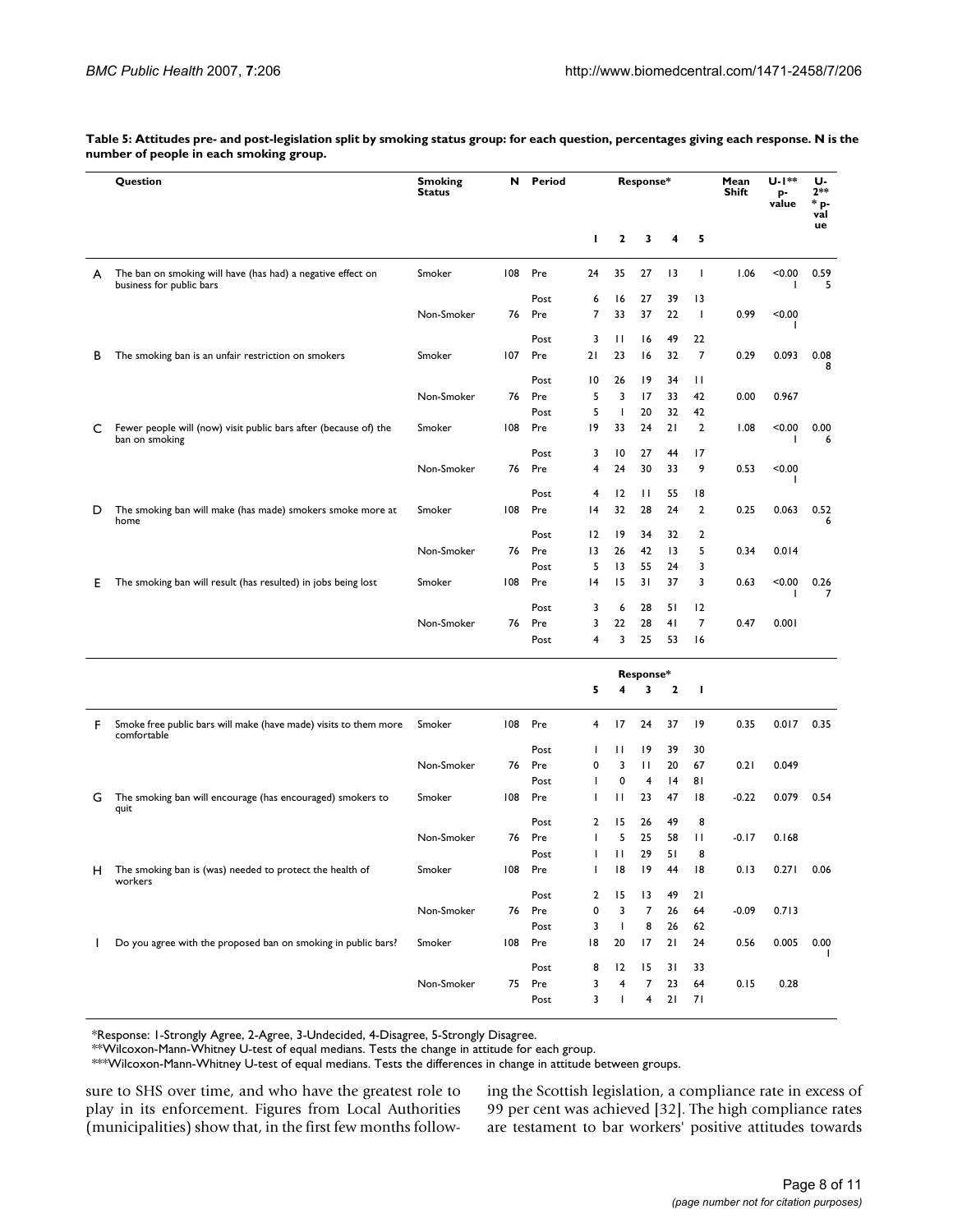**Table 5: Attitudes pre- and post-legislation split by smoking status group: for each question, percentages giving each response. N is the number of people in each smoking group.**

| | Question | Smoking Status | N | Period | Response* | | | | | Mean Shift | U-1** p-value | U-2*** p-value |
|---|---|---|---|---|---|---|---|---|---|---|---|---|
| | | | | | 1 | 2 | 3 | 4 | 5 | | | |
| A | The ban on smoking will have (has had) a negative effect on business for public bars | Smoker | 108 | Pre | 24 | 35 | 27 | 13 | 1 | 1.06 | <0.001 | 0.595 |
| | | | | Post | 6 | 16 | 27 | 39 | 13 | | | |
| | | Non-Smoker | 76 | Pre | 7 | 33 | 37 | 22 | 1 | 0.99 | <0.001 | |
| | | | | Post | 3 | 11 | 16 | 49 | 22 | | | |
| B | The smoking ban is an unfair restriction on smokers | Smoker | 107 | Pre | 21 | 23 | 16 | 32 | 7 | 0.29 | 0.093 | 0.088 |
| | | | | Post | 10 | 26 | 19 | 34 | 11 | | | |
| | | Non-Smoker | 76 | Pre | 5 | 3 | 17 | 33 | 42 | 0.00 | 0.967 | |
| | | | | Post | 5 | 1 | 20 | 32 | 42 | | | |
| C | Fewer people will (now) visit public bars after (because of) the ban on smoking | Smoker | 108 | Pre | 19 | 33 | 24 | 21 | 2 | 1.08 | <0.001 | 0.006 |
| | | | | Post | 3 | 10 | 27 | 44 | 17 | | | |
| | | Non-Smoker | 76 | Pre | 4 | 24 | 30 | 33 | 9 | 0.53 | <0.001 | |
| | | | | Post | 4 | 12 | 11 | 55 | 18 | | | |
| D | The smoking ban will make (has made) smokers smoke more at home | Smoker | 108 | Pre | 14 | 32 | 28 | 24 | 2 | 0.25 | 0.063 | 0.526 |
| | | | | Post | 12 | 19 | 34 | 32 | 2 | | | |
| | | Non-Smoker | 76 | Pre | 13 | 26 | 42 | 13 | 5 | 0.34 | 0.014 | |
| | | | | Post | 5 | 13 | 55 | 24 | 3 | | | |
| E | The smoking ban will result (has resulted) in jobs being lost | Smoker | 108 | Pre | 14 | 15 | 31 | 37 | 3 | 0.63 | <0.001 | 0.267 |
| | | | | Post | 3 | 6 | 28 | 51 | 12 | | | |
| | | Non-Smoker | 76 | Pre | 3 | 22 | 28 | 41 | 7 | 0.47 | 0.001 | |
| | | | | Post | 4 | 3 | 25 | 53 | 16 | | | |
| | | | | | **Response*** | | | | | | | |
| | | | | | 5 | 4 | 3 | 2 | 1 | | | |
| F | Smoke free public bars will make (have made) visits to them more comfortable | Smoker | 108 | Pre | 4 | 17 | 24 | 37 | 19 | 0.35 | 0.017 | 0.35 |
| | | | | Post | 1 | 11 | 19 | 39 | 30 | | | |
| | | Non-Smoker | 76 | Pre | 0 | 3 | 11 | 20 | 67 | 0.21 | 0.049 | |
| | | | | Post | 1 | 0 | 4 | 14 | 81 | | | |
| G | The smoking ban will encourage (has encouraged) smokers to quit | Smoker | 108 | Pre | 1 | 11 | 23 | 47 | 18 | -0.22 | 0.079 | 0.54 |
| | | | | Post | 2 | 15 | 26 | 49 | 8 | | | |
| | | Non-Smoker | 76 | Pre | 1 | 5 | 25 | 58 | 11 | -0.17 | 0.168 | |
| | | | | Post | 1 | 11 | 29 | 51 | 8 | | | |
| H | The smoking ban is (was) needed to protect the health of workers | Smoker | 108 | Pre | 1 | 18 | 19 | 44 | 18 | 0.13 | 0.271 | 0.06 |
| | | | | Post | 2 | 15 | 13 | 49 | 21 | | | |
| | | Non-Smoker | 76 | Pre | 0 | 3 | 7 | 26 | 64 | -0.09 | 0.713 | |
| | | | | Post | 3 | 1 | 8 | 26 | 62 | | | |
| I | Do you agree with the proposed ban on smoking in public bars? | Smoker | 108 | Pre | 18 | 20 | 17 | 21 | 24 | 0.56 | 0.005 | 0.001 |
| | | | | Post | 8 | 12 | 15 | 31 | 33 | | | |
| | | Non-Smoker | 75 | Pre | 3 | 4 | 7 | 23 | 64 | 0.15 | 0.28 | |
| | | | | Post | 3 | 1 | 4 | 21 | 71 | | | |

*Response: 1-Strongly Agree, 2-Agree, 3-Undecided, 4-Disagree, 5-Strongly Disagree.
**Wilcoxon-Mann-Whitney U-test of equal medians. Tests the change in attitude for each group.
***Wilcoxon-Mann-Whitney U-test of equal medians. Tests the differences in change in attitude between groups.

sure to SHS over time, and who have the greatest role to play in its enforcement. Figures from Local Authorities (municipalities) show that, in the first few months following the Scottish legislation, a compliance rate in excess of 99 per cent was achieved [32]. The high compliance rates are testament to bar workers' positive attitudes towards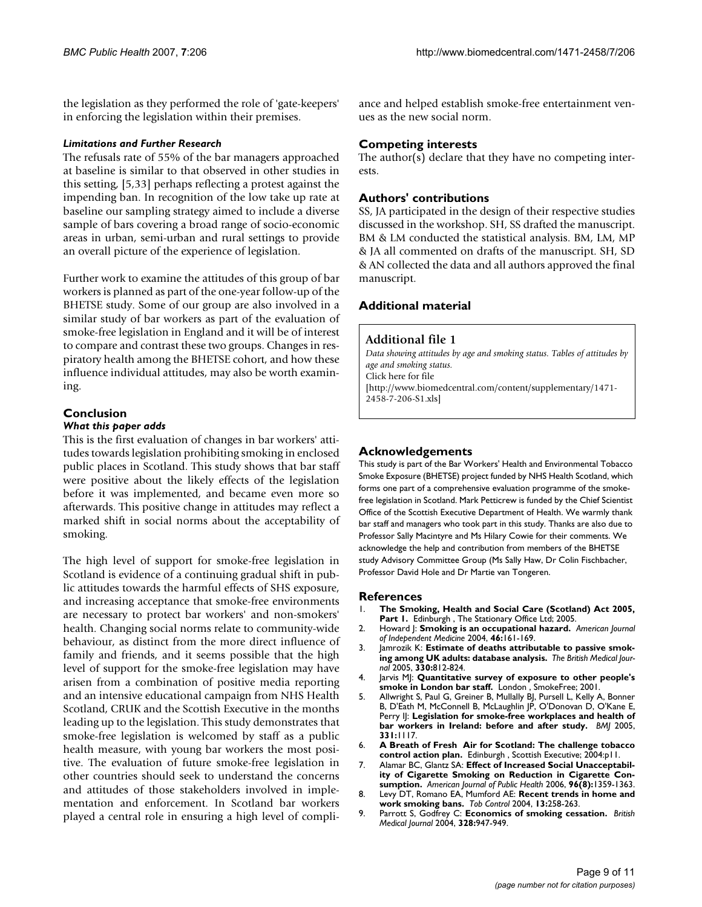the legislation as they performed the role of 'gate-keepers' in enforcing the legislation within their premises.

#### *Limitations and Further Research*

The refusals rate of 55% of the bar managers approached at baseline is similar to that observed in other studies in this setting, [5,33] perhaps reflecting a protest against the impending ban. In recognition of the low take up rate at baseline our sampling strategy aimed to include a diverse sample of bars covering a broad range of socio-economic areas in urban, semi-urban and rural settings to provide an overall picture of the experience of legislation.

Further work to examine the attitudes of this group of bar workers is planned as part of the one-year follow-up of the BHETSE study. Some of our group are also involved in a similar study of bar workers as part of the evaluation of smoke-free legislation in England and it will be of interest to compare and contrast these two groups. Changes in respiratory health among the BHETSE cohort, and how these influence individual attitudes, may also be worth examining.

## Conclusion

#### *What this paper adds*

This is the first evaluation of changes in bar workers' attitudes towards legislation prohibiting smoking in enclosed public places in Scotland. This study shows that bar staff were positive about the likely effects of the legislation before it was implemented, and became even more so afterwards. This positive change in attitudes may reflect a marked shift in social norms about the acceptability of smoking.

The high level of support for smoke-free legislation in Scotland is evidence of a continuing gradual shift in public attitudes towards the harmful effects of SHS exposure, and increasing acceptance that smoke-free environments are necessary to protect bar workers' and non-smokers' health. Changing social norms relate to community-wide behaviour, as distinct from the more direct influence of family and friends, and it seems possible that the high level of support for the smoke-free legislation may have arisen from a combination of positive media reporting and an intensive educational campaign from NHS Health Scotland, CRUK and the Scottish Executive in the months leading up to the legislation. This study demonstrates that smoke-free legislation is welcomed by staff as a public health measure, with young bar workers the most positive. The evaluation of future smoke-free legislation in other countries should seek to understand the concerns and attitudes of those stakeholders involved in implementation and enforcement. In Scotland bar workers played a central role in ensuring a high level of compliance and helped establish smoke-free entertainment venues as the new social norm.

## Competing interests

The author(s) declare that they have no competing interests.

## Authors' contributions

SS, JA participated in the design of their respective studies discussed in the workshop. SH, SS drafted the manuscript. BM & LM conducted the statistical analysis. BM, LM, MP & JA all commented on drafts of the manuscript. SH, SD & AN collected the data and all authors approved the final manuscript.

## Additional material

**Additional file 1**

*Data showing attitudes by age and smoking status. Tables of attitudes by age and smoking status.*
Click here for file
[http://www.biomedcentral.com/content/supplementary/1471-2458-7-206-S1.xls]

## Acknowledgements

This study is part of the Bar Workers' Health and Environmental Tobacco Smoke Exposure (BHETSE) project funded by NHS Health Scotland, which forms one part of a comprehensive evaluation programme of the smoke-free legislation in Scotland. Mark Petticrew is funded by the Chief Scientist Office of the Scottish Executive Department of Health. We warmly thank bar staff and managers who took part in this study. Thanks are also due to Professor Sally Macintyre and Ms Hilary Cowie for their comments. We acknowledge the help and contribution from members of the BHETSE study Advisory Committee Group (Ms Sally Haw, Dr Colin Fischbacher, Professor David Hole and Dr Martie van Tongeren.

## References

1. **The Smoking, Health and Social Care (Scotland) Act 2005, Part 1.** Edinburgh , The Stationary Office Ltd; 2005.
2. Howard J: **Smoking is an occupational hazard.** *American Journal of Independent Medicine* 2004, **46:**161-169.
3. Jamrozik K: **Estimate of deaths attributable to passive smoking among UK adults: database analysis.** *The British Medical Journal* 2005, **330:**812-824.
4. Jarvis MJ: **Quantitative survey of exposure to other people's smoke in London bar staff.** London , SmokeFree; 2001.
5. Allwright S, Paul G, Greiner B, Mullally BJ, Pursell L, Kelly A, Bonner B, D'Eath M, McConnell B, McLaughlin JP, O'Donovan D, O'Kane E, Perry IJ: **Legislation for smoke-free workplaces and health of bar workers in Ireland: before and after study.** *BMJ* 2005, **331:**1117.
6. **A Breath of Fresh Air for Scotland: The challenge tobacco control action plan.** Edinburgh , Scottish Executive; 2004:p11.
7. Alamar BC, Glantz SA: **Effect of Increased Social Unacceptability of Cigarette Smoking on Reduction in Cigarette Consumption.** *American Journal of Public Health* 2006, **96(8):**1359-1363.
8. Levy DT, Romano EA, Mumford AE: **Recent trends in home and work smoking bans.** *Tob Control* 2004, **13:**258-263.
9. Parrott S, Godfrey C: **Economics of smoking cessation.** *British Medical Journal* 2004, **328:**947-949.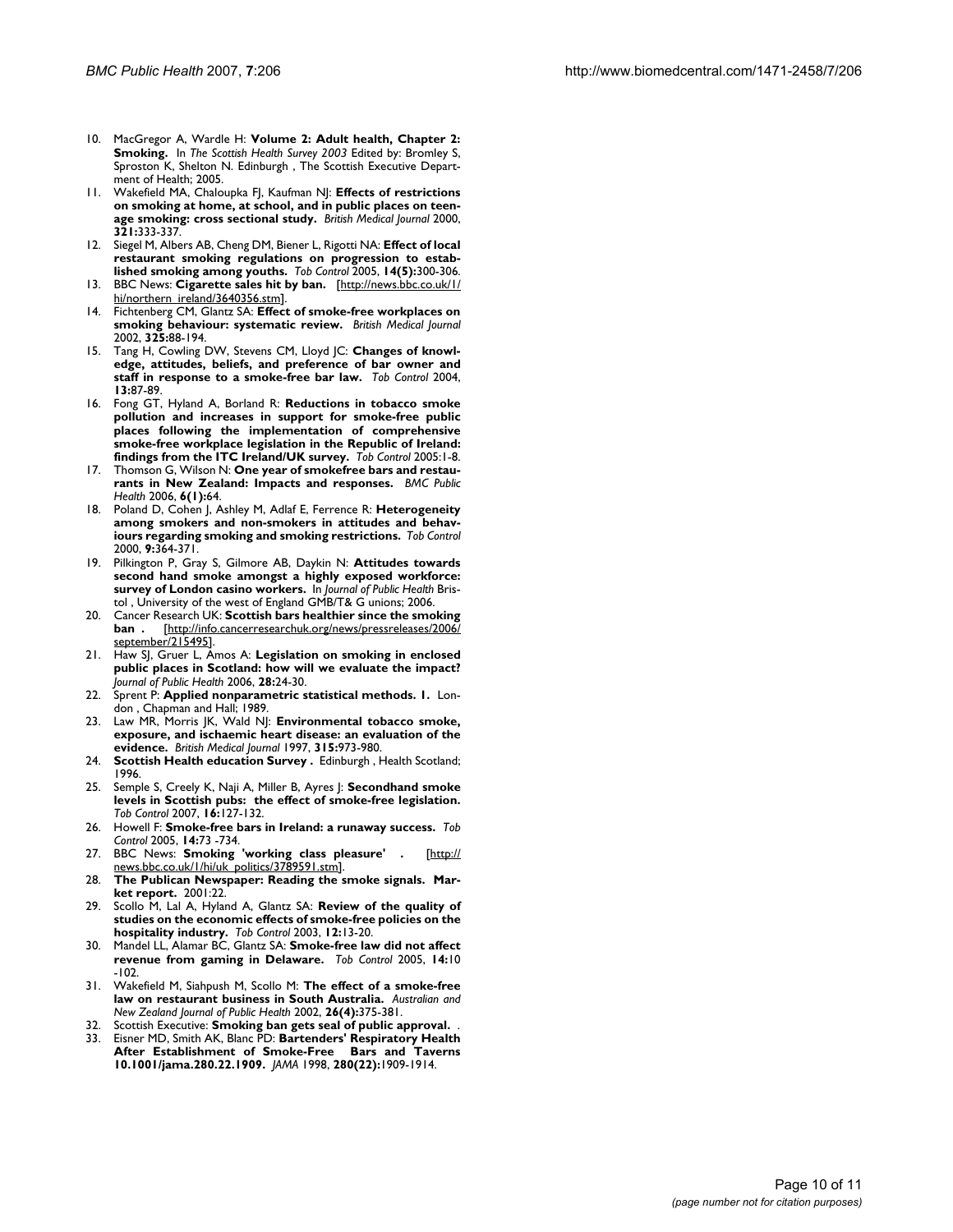10. MacGregor A, Wardle H: **Volume 2: Adult health, Chapter 2: Smoking.** In *The Scottish Health Survey 2003* Edited by: Bromley S, Sproston K, Shelton N. Edinburgh , The Scottish Executive Department of Health; 2005.
11. Wakefield MA, Chaloupka FJ, Kaufman NJ: **Effects of restrictions on smoking at home, at school, and in public places on teenage smoking: cross sectional study.** *British Medical Journal* 2000, **321:**333-337.
12. Siegel M, Albers AB, Cheng DM, Biener L, Rigotti NA: **Effect of local restaurant smoking regulations on progression to established smoking among youths.** *Tob Control* 2005, **14(5):**300-306.
13. BBC News: **Cigarette sales hit by ban.** [http://news.bbc.co.uk/1/hi/northern_ireland/3640356.stm].
14. Fichtenberg CM, Glantz SA: **Effect of smoke-free workplaces on smoking behaviour: systematic review.** *British Medical Journal* 2002, **325:**88-194.
15. Tang H, Cowling DW, Stevens CM, Lloyd JC: **Changes of knowledge, attitudes, beliefs, and preference of bar owner and staff in response to a smoke-free bar law.** *Tob Control* 2004, **13:**87-89.
16. Fong GT, Hyland A, Borland R: **Reductions in tobacco smoke pollution and increases in support for smoke-free public places following the implementation of comprehensive smoke-free workplace legislation in the Republic of Ireland: findings from the ITC Ireland/UK survey.** *Tob Control* 2005:1-8.
17. Thomson G, Wilson N: **One year of smokefree bars and restaurants in New Zealand: Impacts and responses.** *BMC Public Health* 2006, **6(1):**64.
18. Poland D, Cohen J, Ashley M, Adlaf E, Ferrence R: **Heterogeneity among smokers and non-smokers in attitudes and behaviours regarding smoking and smoking restrictions.** *Tob Control* 2000, **9:**364-371.
19. Pilkington P, Gray S, Gilmore AB, Daykin N: **Attitudes towards second hand smoke amongst a highly exposed workforce: survey of London casino workers.** In *Journal of Public Health* Bristol , University of the west of England GMB/T& G unions; 2006.
20. Cancer Research UK: **Scottish bars healthier since the smoking ban .** [http://info.cancerresearchuk.org/news/pressreleases/2006/september/215495].
21. Haw SJ, Gruer L, Amos A: **Legislation on smoking in enclosed public places in Scotland: how will we evaluate the impact?** *Journal of Public Health* 2006, **28:**24-30.
22. Sprent P: **Applied nonparametric statistical methods. 1.** London , Chapman and Hall; 1989.
23. Law MR, Morris JK, Wald NJ: **Environmental tobacco smoke, exposure, and ischaemic heart disease: an evaluation of the evidence.** *British Medical Journal* 1997, **315:**973-980.
24. **Scottish Health education Survey .** Edinburgh , Health Scotland; 1996.
25. Semple S, Creely K, Naji A, Miller B, Ayres J: **Secondhand smoke levels in Scottish pubs: the effect of smoke-free legislation.** *Tob Control* 2007, **16:**127-132.
26. Howell F: **Smoke-free bars in Ireland: a runaway success.** *Tob Control* 2005, **14:**73 -734.
27. BBC News: **Smoking 'working class pleasure' .** [http://news.bbc.co.uk/1/hi/uk_politics/3789591.stm].
28. **The Publican Newspaper: Reading the smoke signals. Market report.** 2001:22.
29. Scollo M, Lal A, Hyland A, Glantz SA: **Review of the quality of studies on the economic effects of smoke-free policies on the hospitality industry.** *Tob Control* 2003, **12:**13-20.
30. Mandel LL, Alamar BC, Glantz SA: **Smoke-free law did not affect revenue from gaming in Delaware.** *Tob Control* 2005, **14:**10 -102.
31. Wakefield M, Siahpush M, Scollo M: **The effect of a smoke-free law on restaurant business in South Australia.** *Australian and New Zealand Journal of Public Health* 2002, **26(4):**375-381.
32. Scottish Executive: **Smoking ban gets seal of public approval.** .
33. Eisner MD, Smith AK, Blanc PD: **Bartenders' Respiratory Health After Establishment of Smoke-Free Bars and Taverns 10.1001/jama.280.22.1909.** *JAMA* 1998, **280(22):**1909-1914.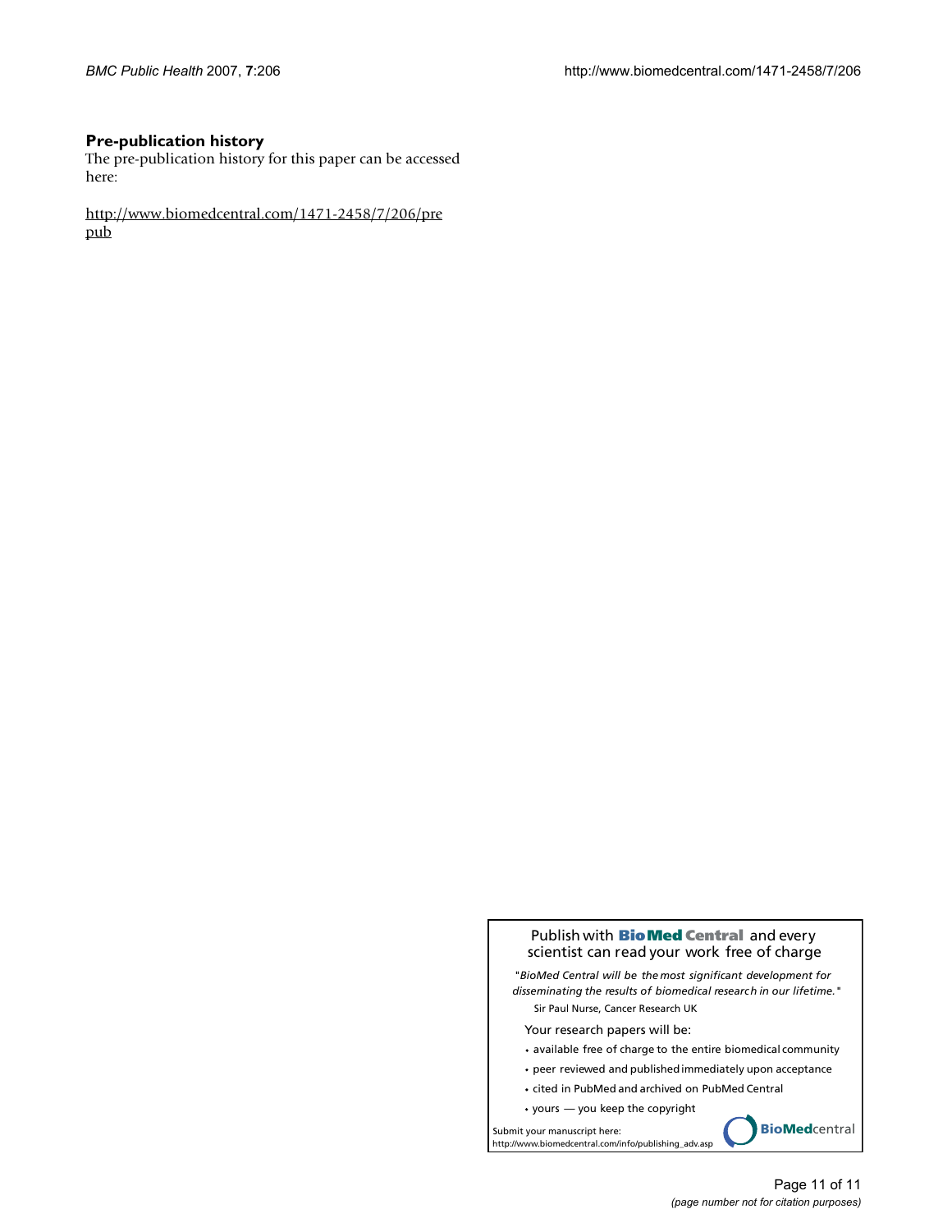## Pre-publication history

The pre-publication history for this paper can be accessed here:

http://www.biomedcentral.com/1471-2458/7/206/prepub

Publish with **BioMed Central** and every scientist can read your work free of charge

*"BioMed Central will be the most significant development for disseminating the results of biomedical research in our lifetime."*

Sir Paul Nurse, Cancer Research UK

Your research papers will be:

- available free of charge to the entire biomedical community
- peer reviewed and published immediately upon acceptance
- cited in PubMed and archived on PubMed Central
- yours — you keep the copyright

Submit your manuscript here:
http://www.biomedcentral.com/info/publishing_adv.asp

**BioMed**central